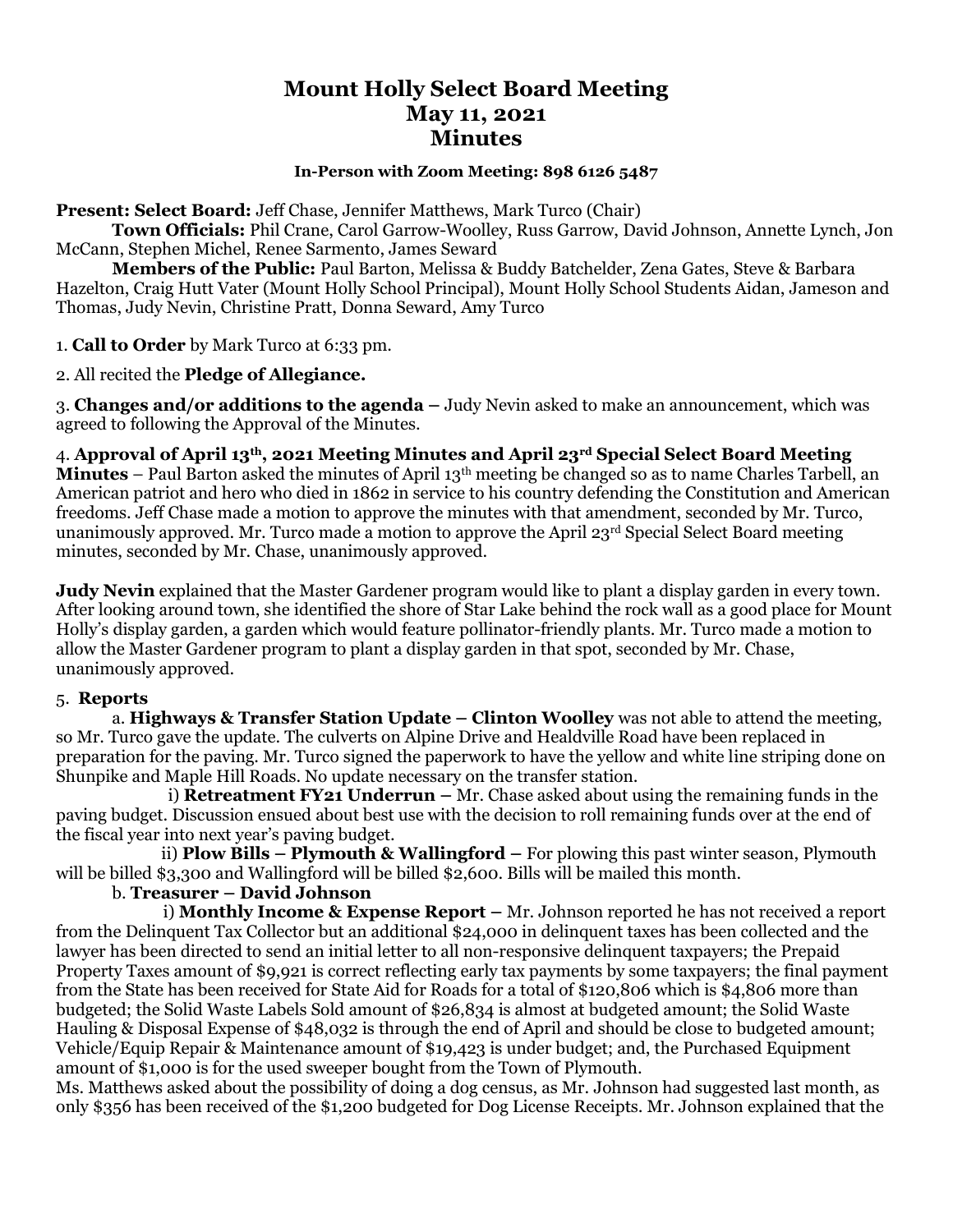# Mount Holly Select Board Meeting
# May 11, 2021
# Minutes

**In-Person with Zoom Meeting: 898 6126 5487**

**Present: Select Board:** Jeff Chase, Jennifer Matthews, Mark Turco (Chair)

**Town Officials:** Phil Crane, Carol Garrow-Woolley, Russ Garrow, David Johnson, Annette Lynch, Jon McCann, Stephen Michel, Renee Sarmento, James Seward

**Members of the Public:** Paul Barton, Melissa & Buddy Batchelder, Zena Gates, Steve & Barbara Hazelton, Craig Hutt Vater (Mount Holly School Principal), Mount Holly School Students Aidan, Jameson and Thomas, Judy Nevin, Christine Pratt, Donna Seward, Amy Turco

1. **Call to Order** by Mark Turco at 6:33 pm.

2. All recited the **Pledge of Allegiance.**

3. **Changes and/or additions to the agenda –** Judy Nevin asked to make an announcement, which was agreed to following the Approval of the Minutes.

4. **Approval of April 13th, 2021 Meeting Minutes and April 23rd Special Select Board Meeting Minutes** – Paul Barton asked the minutes of April 13th meeting be changed so as to name Charles Tarbell, an American patriot and hero who died in 1862 in service to his country defending the Constitution and American freedoms. Jeff Chase made a motion to approve the minutes with that amendment, seconded by Mr. Turco, unanimously approved. Mr. Turco made a motion to approve the April 23rd Special Select Board meeting minutes, seconded by Mr. Chase, unanimously approved.

**Judy Nevin** explained that the Master Gardener program would like to plant a display garden in every town. After looking around town, she identified the shore of Star Lake behind the rock wall as a good place for Mount Holly's display garden, a garden which would feature pollinator-friendly plants. Mr. Turco made a motion to allow the Master Gardener program to plant a display garden in that spot, seconded by Mr. Chase, unanimously approved.

5. **Reports**

a. **Highways & Transfer Station Update – Clinton Woolley** was not able to attend the meeting, so Mr. Turco gave the update. The culverts on Alpine Drive and Healdville Road have been replaced in preparation for the paving. Mr. Turco signed the paperwork to have the yellow and white line striping done on Shunpike and Maple Hill Roads. No update necessary on the transfer station.

i) **Retreatment FY21 Underrun –** Mr. Chase asked about using the remaining funds in the paving budget. Discussion ensued about best use with the decision to roll remaining funds over at the end of the fiscal year into next year's paving budget.

ii) **Plow Bills – Plymouth & Wallingford –** For plowing this past winter season, Plymouth will be billed $3,300 and Wallingford will be billed $2,600. Bills will be mailed this month.

b. **Treasurer – David Johnson**

i) **Monthly Income & Expense Report –** Mr. Johnson reported he has not received a report from the Delinquent Tax Collector but an additional $24,000 in delinquent taxes has been collected and the lawyer has been directed to send an initial letter to all non-responsive delinquent taxpayers; the Prepaid Property Taxes amount of $9,921 is correct reflecting early tax payments by some taxpayers; the final payment from the State has been received for State Aid for Roads for a total of $120,806 which is $4,806 more than budgeted; the Solid Waste Labels Sold amount of $26,834 is almost at budgeted amount; the Solid Waste Hauling & Disposal Expense of $48,032 is through the end of April and should be close to budgeted amount; Vehicle/Equip Repair & Maintenance amount of $19,423 is under budget; and, the Purchased Equipment amount of $1,000 is for the used sweeper bought from the Town of Plymouth.

Ms. Matthews asked about the possibility of doing a dog census, as Mr. Johnson had suggested last month, as only $356 has been received of the $1,200 budgeted for Dog License Receipts. Mr. Johnson explained that the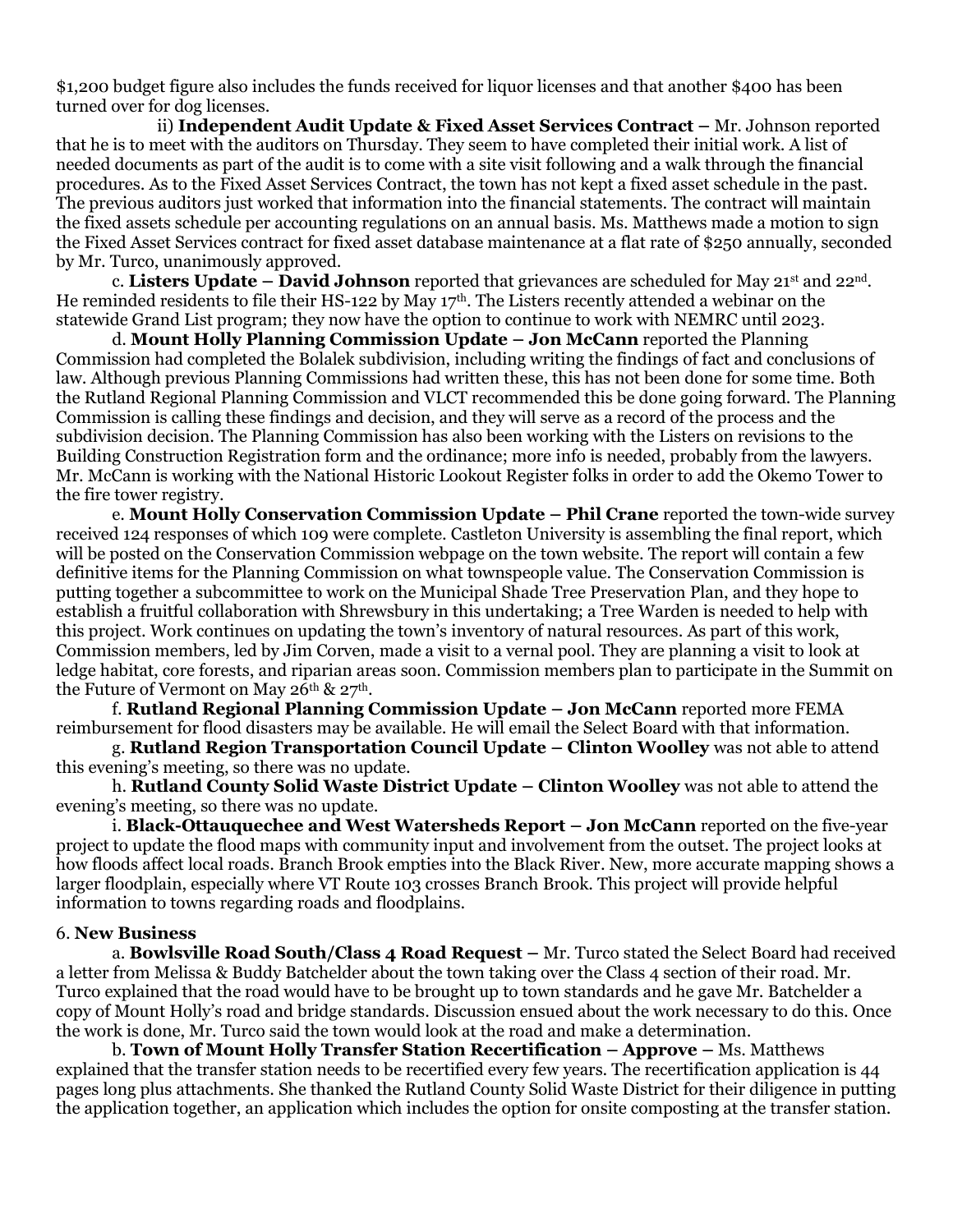$1,200 budget figure also includes the funds received for liquor licenses and that another $400 has been turned over for dog licenses.

ii) **Independent Audit Update & Fixed Asset Services Contract –** Mr. Johnson reported that he is to meet with the auditors on Thursday. They seem to have completed their initial work. A list of needed documents as part of the audit is to come with a site visit following and a walk through the financial procedures. As to the Fixed Asset Services Contract, the town has not kept a fixed asset schedule in the past. The previous auditors just worked that information into the financial statements. The contract will maintain the fixed assets schedule per accounting regulations on an annual basis. Ms. Matthews made a motion to sign the Fixed Asset Services contract for fixed asset database maintenance at a flat rate of $250 annually, seconded by Mr. Turco, unanimously approved.

c. **Listers Update – David Johnson** reported that grievances are scheduled for May 21st and 22nd. He reminded residents to file their HS-122 by May 17th. The Listers recently attended a webinar on the statewide Grand List program; they now have the option to continue to work with NEMRC until 2023.

d. **Mount Holly Planning Commission Update – Jon McCann** reported the Planning Commission had completed the Bolalek subdivision, including writing the findings of fact and conclusions of law. Although previous Planning Commissions had written these, this has not been done for some time. Both the Rutland Regional Planning Commission and VLCT recommended this be done going forward. The Planning Commission is calling these findings and decision, and they will serve as a record of the process and the subdivision decision. The Planning Commission has also been working with the Listers on revisions to the Building Construction Registration form and the ordinance; more info is needed, probably from the lawyers. Mr. McCann is working with the National Historic Lookout Register folks in order to add the Okemo Tower to the fire tower registry.

e. **Mount Holly Conservation Commission Update – Phil Crane** reported the town-wide survey received 124 responses of which 109 were complete. Castleton University is assembling the final report, which will be posted on the Conservation Commission webpage on the town website. The report will contain a few definitive items for the Planning Commission on what townspeople value. The Conservation Commission is putting together a subcommittee to work on the Municipal Shade Tree Preservation Plan, and they hope to establish a fruitful collaboration with Shrewsbury in this undertaking; a Tree Warden is needed to help with this project. Work continues on updating the town's inventory of natural resources. As part of this work, Commission members, led by Jim Corven, made a visit to a vernal pool. They are planning a visit to look at ledge habitat, core forests, and riparian areas soon. Commission members plan to participate in the Summit on the Future of Vermont on May 26th & 27th.

f. **Rutland Regional Planning Commission Update – Jon McCann** reported more FEMA reimbursement for flood disasters may be available. He will email the Select Board with that information.

g. **Rutland Region Transportation Council Update – Clinton Woolley** was not able to attend this evening's meeting, so there was no update.

h. **Rutland County Solid Waste District Update – Clinton Woolley** was not able to attend the evening's meeting, so there was no update.

i. **Black-Ottauquechee and West Watersheds Report – Jon McCann** reported on the five-year project to update the flood maps with community input and involvement from the outset. The project looks at how floods affect local roads. Branch Brook empties into the Black River. New, more accurate mapping shows a larger floodplain, especially where VT Route 103 crosses Branch Brook. This project will provide helpful information to towns regarding roads and floodplains.

6. **New Business**

a. **Bowlsville Road South/Class 4 Road Request –** Mr. Turco stated the Select Board had received a letter from Melissa & Buddy Batchelder about the town taking over the Class 4 section of their road. Mr. Turco explained that the road would have to be brought up to town standards and he gave Mr. Batchelder a copy of Mount Holly's road and bridge standards. Discussion ensued about the work necessary to do this. Once the work is done, Mr. Turco said the town would look at the road and make a determination.

b. **Town of Mount Holly Transfer Station Recertification – Approve –** Ms. Matthews explained that the transfer station needs to be recertified every few years. The recertification application is 44 pages long plus attachments. She thanked the Rutland County Solid Waste District for their diligence in putting the application together, an application which includes the option for onsite composting at the transfer station.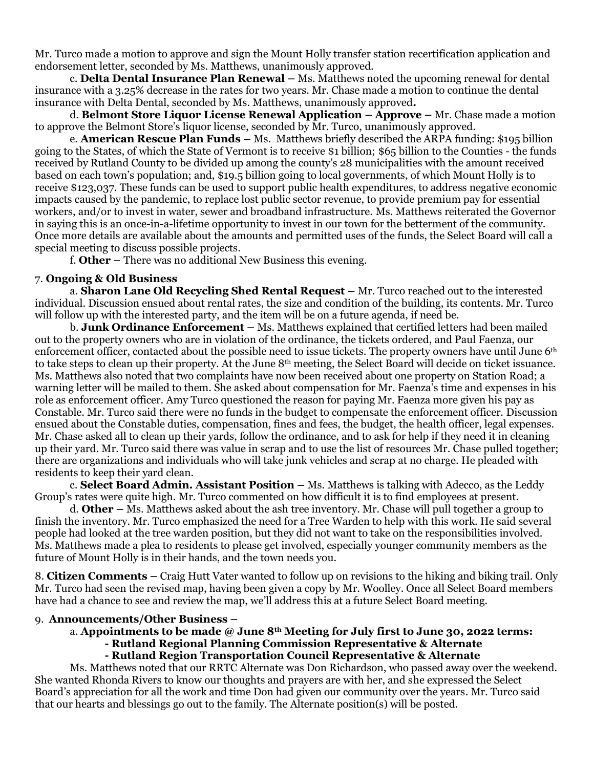Mr. Turco made a motion to approve and sign the Mount Holly transfer station recertification application and endorsement letter, seconded by Ms. Matthews, unanimously approved.

c. **Delta Dental Insurance Plan Renewal –** Ms. Matthews noted the upcoming renewal for dental insurance with a 3.25% decrease in the rates for two years. Mr. Chase made a motion to continue the dental insurance with Delta Dental, seconded by Ms. Matthews, unanimously approved**.**

d. **Belmont Store Liquor License Renewal Application – Approve –** Mr. Chase made a motion to approve the Belmont Store's liquor license, seconded by Mr. Turco, unanimously approved.

e. **American Rescue Plan Funds –** Ms. Matthews briefly described the ARPA funding: $195 billion going to the States, of which the State of Vermont is to receive $1 billion; $65 billion to the Counties - the funds received by Rutland County to be divided up among the county's 28 municipalities with the amount received based on each town's population; and, $19.5 billion going to local governments, of which Mount Holly is to receive $123,037. These funds can be used to support public health expenditures, to address negative economic impacts caused by the pandemic, to replace lost public sector revenue, to provide premium pay for essential workers, and/or to invest in water, sewer and broadband infrastructure. Ms. Matthews reiterated the Governor in saying this is an once-in-a-lifetime opportunity to invest in our town for the betterment of the community. Once more details are available about the amounts and permitted uses of the funds, the Select Board will call a special meeting to discuss possible projects.

f. **Other –** There was no additional New Business this evening.

7. **Ongoing & Old Business**

a. **Sharon Lane Old Recycling Shed Rental Request –** Mr. Turco reached out to the interested individual. Discussion ensued about rental rates, the size and condition of the building, its contents. Mr. Turco will follow up with the interested party, and the item will be on a future agenda, if need be.

b. **Junk Ordinance Enforcement –** Ms. Matthews explained that certified letters had been mailed out to the property owners who are in violation of the ordinance, the tickets ordered, and Paul Faenza, our enforcement officer, contacted about the possible need to issue tickets. The property owners have until June 6th to take steps to clean up their property. At the June 8th meeting, the Select Board will decide on ticket issuance. Ms. Matthews also noted that two complaints have now been received about one property on Station Road; a warning letter will be mailed to them. She asked about compensation for Mr. Faenza's time and expenses in his role as enforcement officer. Amy Turco questioned the reason for paying Mr. Faenza more given his pay as Constable. Mr. Turco said there were no funds in the budget to compensate the enforcement officer. Discussion ensued about the Constable duties, compensation, fines and fees, the budget, the health officer, legal expenses. Mr. Chase asked all to clean up their yards, follow the ordinance, and to ask for help if they need it in cleaning up their yard. Mr. Turco said there was value in scrap and to use the list of resources Mr. Chase pulled together; there are organizations and individuals who will take junk vehicles and scrap at no charge. He pleaded with residents to keep their yard clean.

c. **Select Board Admin. Assistant Position –** Ms. Matthews is talking with Adecco, as the Leddy Group's rates were quite high. Mr. Turco commented on how difficult it is to find employees at present.

d. **Other –** Ms. Matthews asked about the ash tree inventory. Mr. Chase will pull together a group to finish the inventory. Mr. Turco emphasized the need for a Tree Warden to help with this work. He said several people had looked at the tree warden position, but they did not want to take on the responsibilities involved. Ms. Matthews made a plea to residents to please get involved, especially younger community members as the future of Mount Holly is in their hands, and the town needs you.

8. **Citizen Comments –** Craig Hutt Vater wanted to follow up on revisions to the hiking and biking trail. Only Mr. Turco had seen the revised map, having been given a copy by Mr. Woolley. Once all Select Board members have had a chance to see and review the map, we'll address this at a future Select Board meeting.

9. **Announcements/Other Business –**

a. **Appointments to be made @ June 8th Meeting for July first to June 30, 2022 terms:**
- **Rutland Regional Planning Commission Representative & Alternate**
- **Rutland Region Transportation Council Representative & Alternate**

Ms. Matthews noted that our RRTC Alternate was Don Richardson, who passed away over the weekend. She wanted Rhonda Rivers to know our thoughts and prayers are with her, and she expressed the Select Board's appreciation for all the work and time Don had given our community over the years. Mr. Turco said that our hearts and blessings go out to the family. The Alternate position(s) will be posted.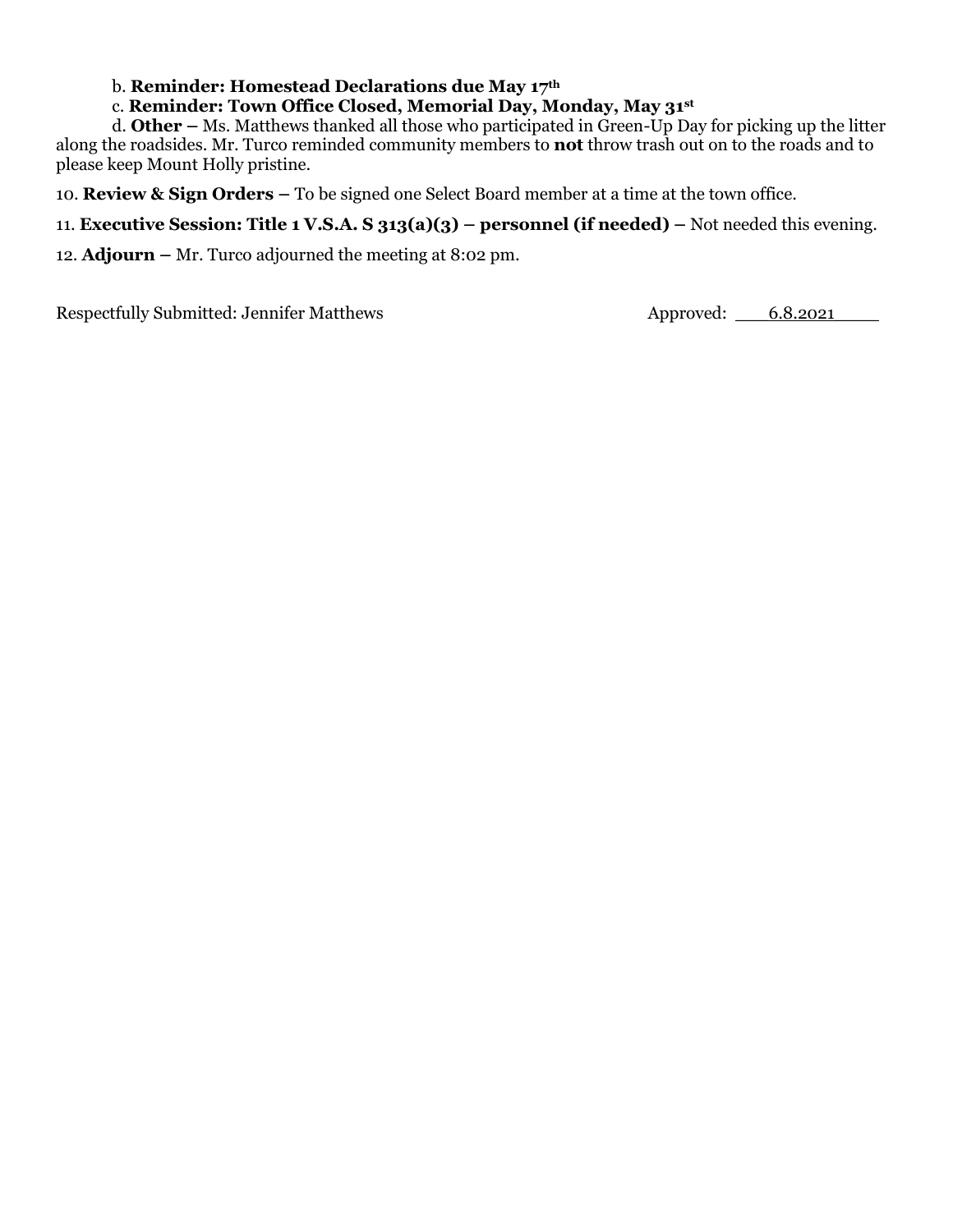b. **Reminder: Homestead Declarations due May 17th**

c. **Reminder: Town Office Closed, Memorial Day, Monday, May 31st**

d. **Other –** Ms. Matthews thanked all those who participated in Green-Up Day for picking up the litter along the roadsides. Mr. Turco reminded community members to **not** throw trash out on to the roads and to please keep Mount Holly pristine.

10. **Review & Sign Orders –** To be signed one Select Board member at a time at the town office.

11. **Executive Session: Title 1 V.S.A. S 313(a)(3) – personnel (if needed) –** Not needed this evening.

12. **Adjourn –** Mr. Turco adjourned the meeting at 8:02 pm.

Respectfully Submitted: Jennifer Matthews

Approved: 6.8.2021